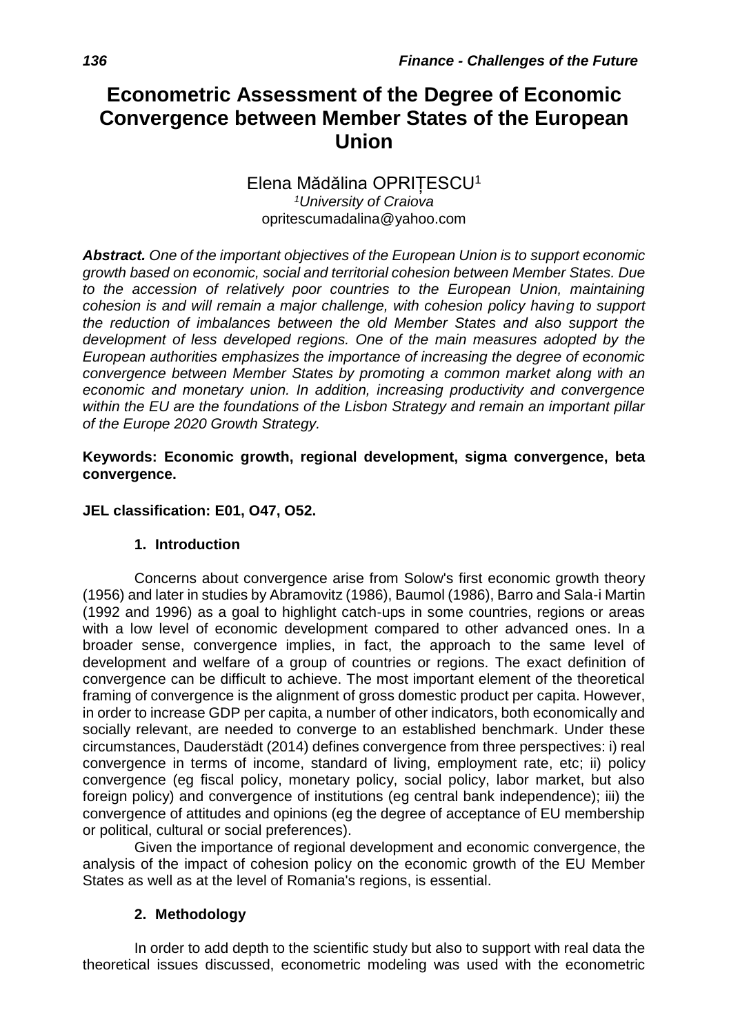# Econometric Assessment of the Degree of Economic Convergence between Member States of the European Union

Elena Mădălina OPRIȚESCU[1]

[1]*University of Craiova*

opritescumadalina@yahoo.com

***Abstract.*** *One of the important objectives of the European Union is to support economic growth based on economic, social and territorial cohesion between Member States. Due to the accession of relatively poor countries to the European Union, maintaining cohesion is and will remain a major challenge, with cohesion policy having to support the reduction of imbalances between the old Member States and also support the development of less developed regions. One of the main measures adopted by the European authorities emphasizes the importance of increasing the degree of economic convergence between Member States by promoting a common market along with an economic and monetary union. In addition, increasing productivity and convergence within the EU are the foundations of the Lisbon Strategy and remain an important pillar of the Europe 2020 Growth Strategy.*

**Keywords: Economic growth, regional development, sigma convergence, beta convergence.**

**JEL classification: E01, O47, O52.**

## 1. Introduction

Concerns about convergence arise from Solow's first economic growth theory (1956) and later in studies by Abramovitz (1986), Baumol (1986), Barro and Sala-i Martin (1992 and 1996) as a goal to highlight catch-ups in some countries, regions or areas with a low level of economic development compared to other advanced ones. In a broader sense, convergence implies, in fact, the approach to the same level of development and welfare of a group of countries or regions. The exact definition of convergence can be difficult to achieve. The most important element of the theoretical framing of convergence is the alignment of gross domestic product per capita. However, in order to increase GDP per capita, a number of other indicators, both economically and socially relevant, are needed to converge to an established benchmark. Under these circumstances, Dauderstädt (2014) defines convergence from three perspectives: i) real convergence in terms of income, standard of living, employment rate, etc; ii) policy convergence (eg fiscal policy, monetary policy, social policy, labor market, but also foreign policy) and convergence of institutions (eg central bank independence); iii) the convergence of attitudes and opinions (eg the degree of acceptance of EU membership or political, cultural or social preferences).

Given the importance of regional development and economic convergence, the analysis of the impact of cohesion policy on the economic growth of the EU Member States as well as at the level of Romania's regions, is essential.

## 2. Methodology

In order to add depth to the scientific study but also to support with real data the theoretical issues discussed, econometric modeling was used with the econometric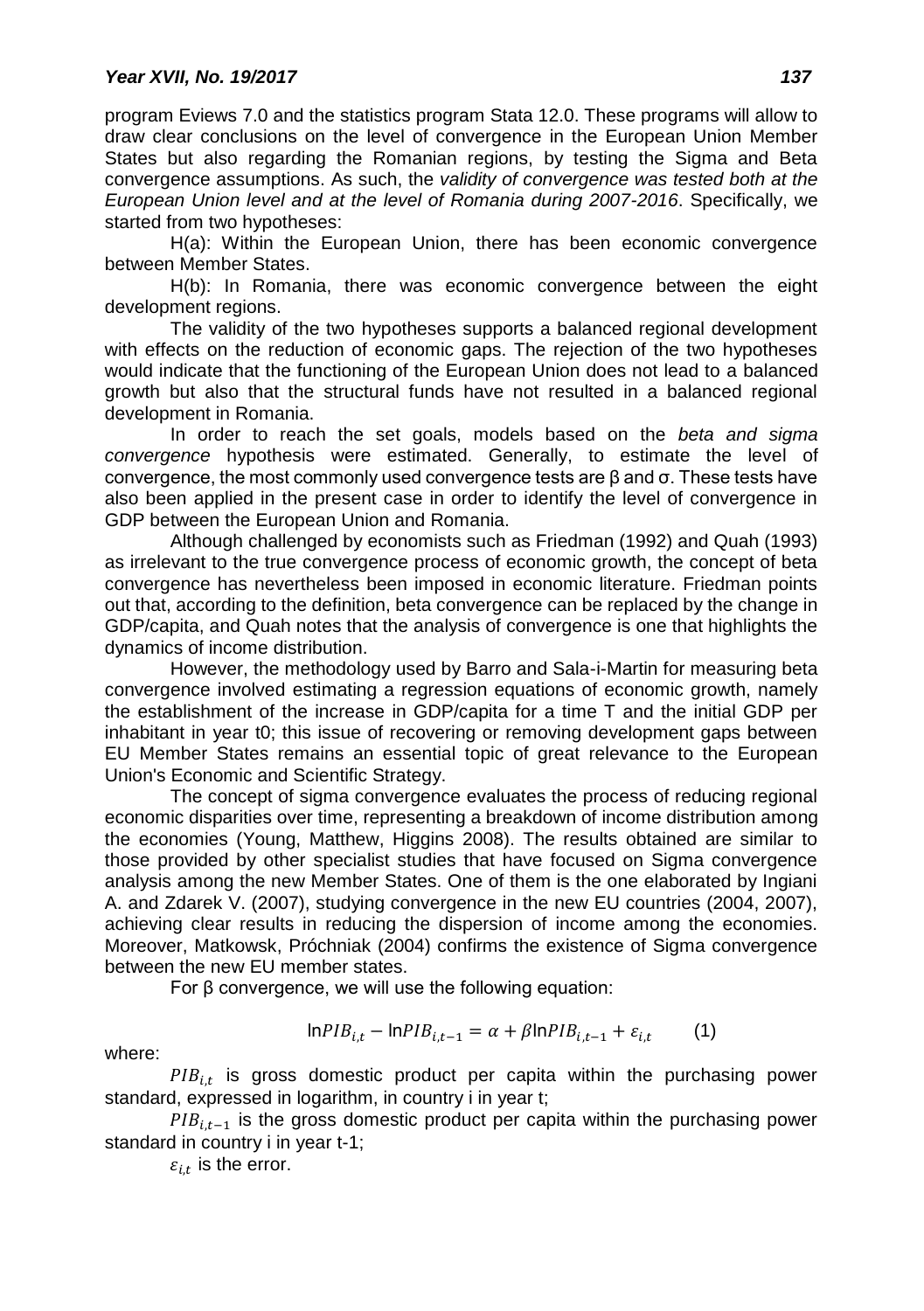program Eviews 7.0 and the statistics program Stata 12.0. These programs will allow to draw clear conclusions on the level of convergence in the European Union Member States but also regarding the Romanian regions, by testing the Sigma and Beta convergence assumptions. As such, the *validity of convergence was tested both at the European Union level and at the level of Romania during 2007-2016*. Specifically, we started from two hypotheses:

H(a): Within the European Union, there has been economic convergence between Member States.

H(b): In Romania, there was economic convergence between the eight development regions.

The validity of the two hypotheses supports a balanced regional development with effects on the reduction of economic gaps. The rejection of the two hypotheses would indicate that the functioning of the European Union does not lead to a balanced growth but also that the structural funds have not resulted in a balanced regional development in Romania.

In order to reach the set goals, models based on the *beta and sigma convergence* hypothesis were estimated. Generally, to estimate the level of convergence, the most commonly used convergence tests are β and σ. These tests have also been applied in the present case in order to identify the level of convergence in GDP between the European Union and Romania.

Although challenged by economists such as Friedman (1992) and Quah (1993) as irrelevant to the true convergence process of economic growth, the concept of beta convergence has nevertheless been imposed in economic literature. Friedman points out that, according to the definition, beta convergence can be replaced by the change in GDP/capita, and Quah notes that the analysis of convergence is one that highlights the dynamics of income distribution.

However, the methodology used by Barro and Sala-i-Martin for measuring beta convergence involved estimating a regression equations of economic growth, namely the establishment of the increase in GDP/capita for a time T and the initial GDP per inhabitant in year t0; this issue of recovering or removing development gaps between EU Member States remains an essential topic of great relevance to the European Union's Economic and Scientific Strategy.

The concept of sigma convergence evaluates the process of reducing regional economic disparities over time, representing a breakdown of income distribution among the economies (Young, Matthew, Higgins 2008). The results obtained are similar to those provided by other specialist studies that have focused on Sigma convergence analysis among the new Member States. One of them is the one elaborated by Ingiani A. and Zdarek V. (2007), studying convergence in the new EU countries (2004, 2007), achieving clear results in reducing the dispersion of income among the economies. Moreover, Matkowsk, Próchniak (2004) confirms the existence of Sigma convergence between the new EU member states.

For β convergence, we will use the following equation:

$$\ln PIB_{i,t} - \ln PIB_{i,t-1} = \alpha + \beta \ln PIB_{i,t-1} + \varepsilon_{i,t} \qquad (1)$$

where:

$PIB_{i,t}$ is gross domestic product per capita within the purchasing power standard, expressed in logarithm, in country i in year t;

$PIB_{i,t-1}$ is the gross domestic product per capita within the purchasing power standard in country i in year t-1;

$\varepsilon_{i,t}$ is the error.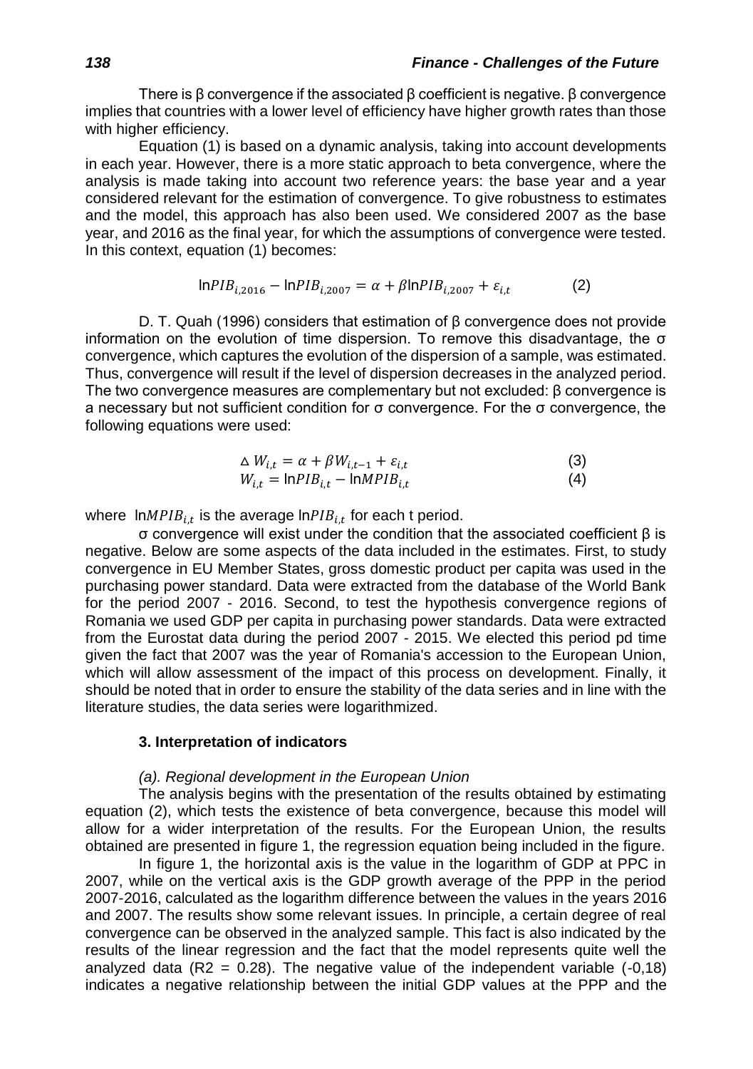There is β convergence if the associated β coefficient is negative. β convergence implies that countries with a lower level of efficiency have higher growth rates than those with higher efficiency.

Equation (1) is based on a dynamic analysis, taking into account developments in each year. However, there is a more static approach to beta convergence, where the analysis is made taking into account two reference years: the base year and a year considered relevant for the estimation of convergence. To give robustness to estimates and the model, this approach has also been used. We considered 2007 as the base year, and 2016 as the final year, for which the assumptions of convergence were tested. In this context, equation (1) becomes:

$$\ln PIB_{i,2016} - \ln PIB_{i,2007} = \alpha + \beta \ln PIB_{i,2007} + \varepsilon_{i,t} \qquad (2)$$

D. T. Quah (1996) considers that estimation of β convergence does not provide information on the evolution of time dispersion. To remove this disadvantage, the σ convergence, which captures the evolution of the dispersion of a sample, was estimated. Thus, convergence will result if the level of dispersion decreases in the analyzed period. The two convergence measures are complementary but not excluded: β convergence is a necessary but not sufficient condition for σ convergence. For the σ convergence, the following equations were used:

$$\Delta W_{i,t} = \alpha + \beta W_{i,t-1} + \varepsilon_{i,t} \qquad (3)$$
$$W_{i,t} = \ln PIB_{i,t} - \ln MPIB_{i,t} \qquad (4)$$

where $\ln MPIB_{i,t}$ is the average $\ln PIB_{i,t}$ for each t period.

σ convergence will exist under the condition that the associated coefficient β is negative. Below are some aspects of the data included in the estimates. First, to study convergence in EU Member States, gross domestic product per capita was used in the purchasing power standard. Data were extracted from the database of the World Bank for the period 2007 - 2016. Second, to test the hypothesis convergence regions of Romania we used GDP per capita in purchasing power standards. Data were extracted from the Eurostat data during the period 2007 - 2015. We elected this period pd time given the fact that 2007 was the year of Romania's accession to the European Union, which will allow assessment of the impact of this process on development. Finally, it should be noted that in order to ensure the stability of the data series and in line with the literature studies, the data series were logarithmized.

### 3. Interpretation of indicators

*(a). Regional development in the European Union*

The analysis begins with the presentation of the results obtained by estimating equation (2), which tests the existence of beta convergence, because this model will allow for a wider interpretation of the results. For the European Union, the results obtained are presented in figure 1, the regression equation being included in the figure.

In figure 1, the horizontal axis is the value in the logarithm of GDP at PPC in 2007, while on the vertical axis is the GDP growth average of the PPP in the period 2007-2016, calculated as the logarithm difference between the values in the years 2016 and 2007. The results show some relevant issues. In principle, a certain degree of real convergence can be observed in the analyzed sample. This fact is also indicated by the results of the linear regression and the fact that the model represents quite well the analyzed data ($R2 = 0.28$). The negative value of the independent variable (-0,18) indicates a negative relationship between the initial GDP values at the PPP and the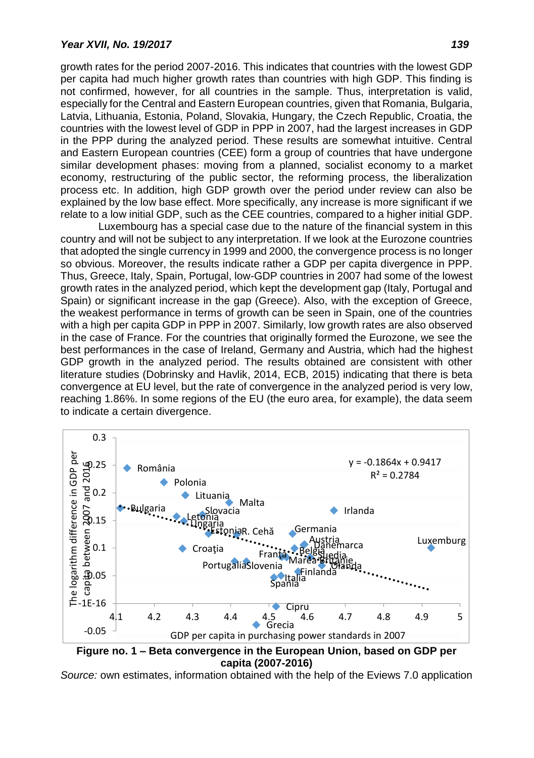growth rates for the period 2007-2016. This indicates that countries with the lowest GDP per capita had much higher growth rates than countries with high GDP. This finding is not confirmed, however, for all countries in the sample. Thus, interpretation is valid, especially for the Central and Eastern European countries, given that Romania, Bulgaria, Latvia, Lithuania, Estonia, Poland, Slovakia, Hungary, the Czech Republic, Croatia, the countries with the lowest level of GDP in PPP in 2007, had the largest increases in GDP in the PPP during the analyzed period. These results are somewhat intuitive. Central and Eastern European countries (CEE) form a group of countries that have undergone similar development phases: moving from a planned, socialist economy to a market economy, restructuring of the public sector, the reforming process, the liberalization process etc. In addition, high GDP growth over the period under review can also be explained by the low base effect. More specifically, any increase is more significant if we relate to a low initial GDP, such as the CEE countries, compared to a higher initial GDP.

Luxembourg has a special case due to the nature of the financial system in this country and will not be subject to any interpretation. If we look at the Eurozone countries that adopted the single currency in 1999 and 2000, the convergence process is no longer so obvious. Moreover, the results indicate rather a GDP per capita divergence in PPP. Thus, Greece, Italy, Spain, Portugal, low-GDP countries in 2007 had some of the lowest growth rates in the analyzed period, which kept the development gap (Italy, Portugal and Spain) or significant increase in the gap (Greece). Also, with the exception of Greece, the weakest performance in terms of growth can be seen in Spain, one of the countries with a high per capita GDP in PPP in 2007. Similarly, low growth rates are also observed in the case of France. For the countries that originally formed the Eurozone, we see the best performances in the case of Ireland, Germany and Austria, which had the highest GDP growth in the analyzed period. The results obtained are consistent with other literature studies (Dobrinsky and Havlik, 2014, ECB, 2015) indicating that there is beta convergence at EU level, but the rate of convergence in the analyzed period is very low, reaching 1.86%. In some regions of the EU (the euro area, for example), the data seem to indicate a certain divergence.

$y = -0.1864x + 0.9417$
$R^2 = 0.2784$

**Figure no. 1 – Beta convergence in the European Union, based on GDP per capita (2007-2016)**

*Source:* own estimates, information obtained with the help of the Eviews 7.0 application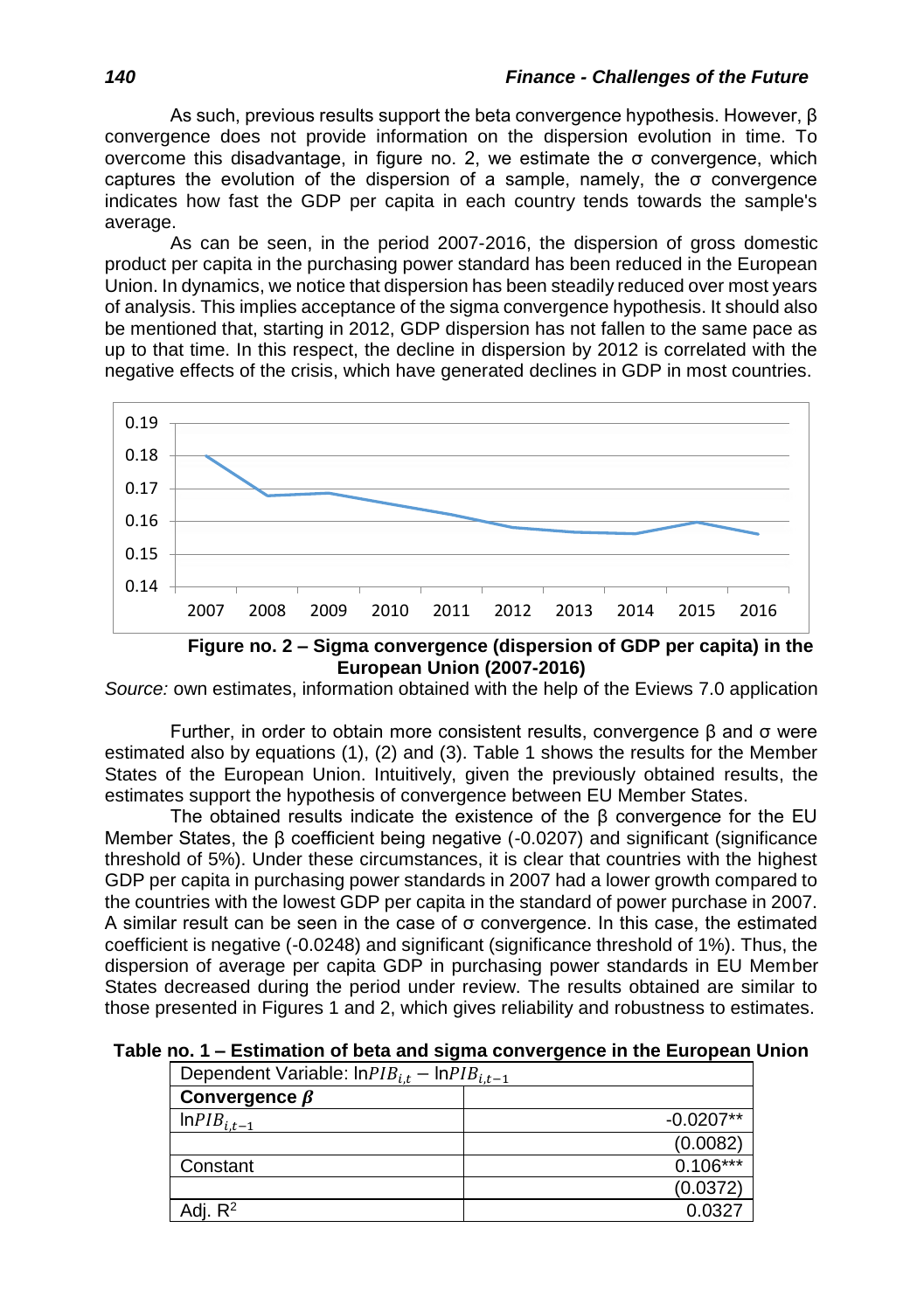As such, previous results support the beta convergence hypothesis. However, β convergence does not provide information on the dispersion evolution in time. To overcome this disadvantage, in figure no. 2, we estimate the σ convergence, which captures the evolution of the dispersion of a sample, namely, the σ convergence indicates how fast the GDP per capita in each country tends towards the sample's average.

As can be seen, in the period 2007-2016, the dispersion of gross domestic product per capita in the purchasing power standard has been reduced in the European Union. In dynamics, we notice that dispersion has been steadily reduced over most years of analysis. This implies acceptance of the sigma convergence hypothesis. It should also be mentioned that, starting in 2012, GDP dispersion has not fallen to the same pace as up to that time. In this respect, the decline in dispersion by 2012 is correlated with the negative effects of the crisis, which have generated declines in GDP in most countries.

**Figure no. 2 – Sigma convergence (dispersion of GDP per capita) in the European Union (2007-2016)**

*Source:* own estimates, information obtained with the help of the Eviews 7.0 application

Further, in order to obtain more consistent results, convergence β and σ were estimated also by equations (1), (2) and (3). Table 1 shows the results for the Member States of the European Union. Intuitively, given the previously obtained results, the estimates support the hypothesis of convergence between EU Member States.

The obtained results indicate the existence of the β convergence for the EU Member States, the β coefficient being negative (-0.0207) and significant (significance threshold of 5%). Under these circumstances, it is clear that countries with the highest GDP per capita in purchasing power standards in 2007 had a lower growth compared to the countries with the lowest GDP per capita in the standard of power purchase in 2007. A similar result can be seen in the case of σ convergence. In this case, the estimated coefficient is negative (-0.0248) and significant (significance threshold of 1%). Thus, the dispersion of average per capita GDP in purchasing power standards in EU Member States decreased during the period under review. The results obtained are similar to those presented in Figures 1 and 2, which gives reliability and robustness to estimates.

**Table no. 1 – Estimation of beta and sigma convergence in the European Union**

| Dependent Variable: $\ln PIB_{i,t} - \ln PIB_{i,t-1}$ | |
|---|---|
| **Convergence $\beta$** | |
| $\ln PIB_{i,t-1}$ | -0.0207** |
| | (0.0082) |
| Constant | 0.106*** |
| | (0.0372) |
| Adj. $R^2$ | 0.0327 |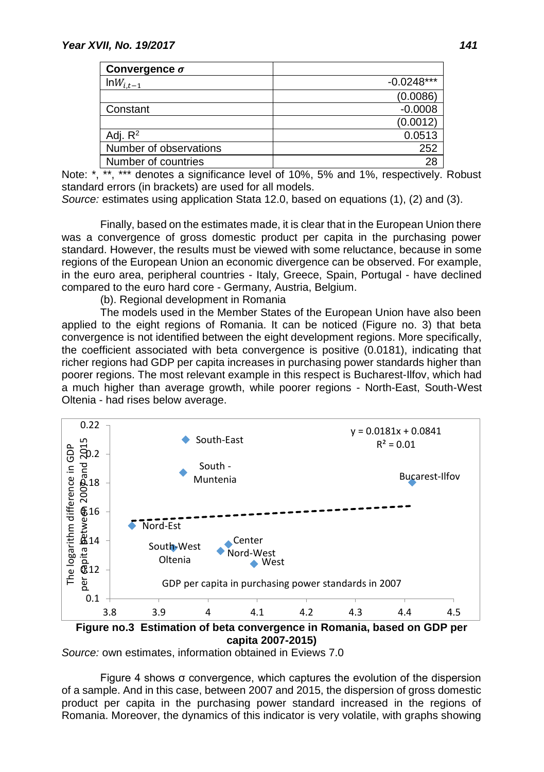| Convergence σ | |
|---|---|
| $\ln W_{i,t-1}$ | -0.0248*** |
| | (0.0086) |
| Constant | -0.0008 |
| | (0.0012) |
| Adj. $R^2$ | 0.0513 |
| Number of observations | 252 |
| Number of countries | 28 |

Note: *, **, *** denotes a significance level of 10%, 5% and 1%, respectively. Robust standard errors (in brackets) are used for all models.
*Source:* estimates using application Stata 12.0, based on equations (1), (2) and (3).

Finally, based on the estimates made, it is clear that in the European Union there was a convergence of gross domestic product per capita in the purchasing power standard. However, the results must be viewed with some reluctance, because in some regions of the European Union an economic divergence can be observed. For example, in the euro area, peripheral countries - Italy, Greece, Spain, Portugal - have declined compared to the euro hard core - Germany, Austria, Belgium.

(b). Regional development in Romania

The models used in the Member States of the European Union have also been applied to the eight regions of Romania. It can be noticed (Figure no. 3) that beta convergence is not identified between the eight development regions. More specifically, the coefficient associated with beta convergence is positive (0.0181), indicating that richer regions had GDP per capita increases in purchasing power standards higher than poorer regions. The most relevant example in this respect is Bucharest-Ilfov, which had a much higher than average growth, while poorer regions - North-East, South-West Oltenia - had rises below average.

**Figure no.3 Estimation of beta convergence in Romania, based on GDP per capita 2007-2015)**

*Source:* own estimates, information obtained in Eviews 7.0

Figure 4 shows σ convergence, which captures the evolution of the dispersion of a sample. And in this case, between 2007 and 2015, the dispersion of gross domestic product per capita in the purchasing power standard increased in the regions of Romania. Moreover, the dynamics of this indicator is very volatile, with graphs showing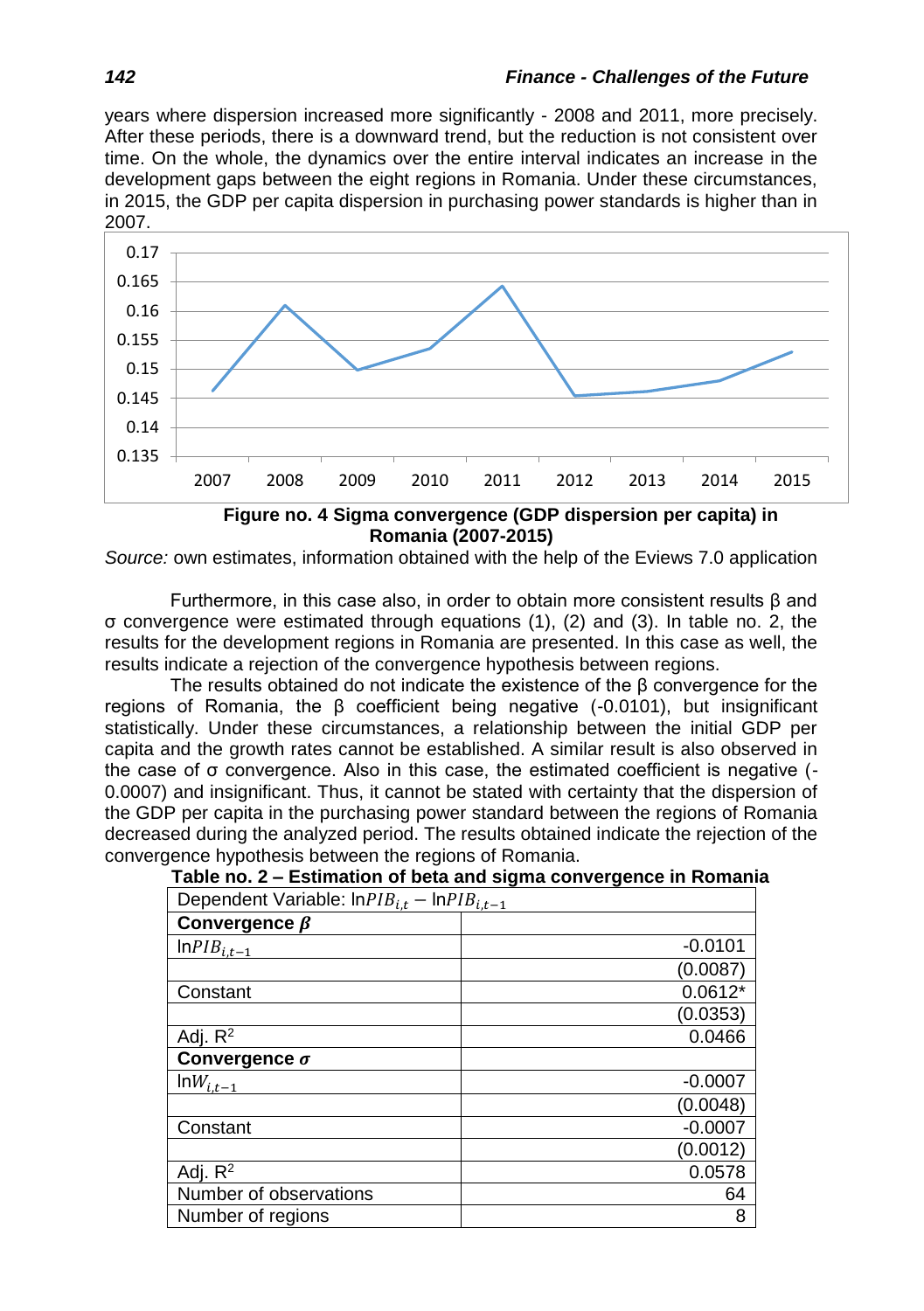years where dispersion increased more significantly - 2008 and 2011, more precisely. After these periods, there is a downward trend, but the reduction is not consistent over time. On the whole, the dynamics over the entire interval indicates an increase in the development gaps between the eight regions in Romania. Under these circumstances, in 2015, the GDP per capita dispersion in purchasing power standards is higher than in 2007.

**Figure no. 4 Sigma convergence (GDP dispersion per capita) in Romania (2007-2015)**

*Source:* own estimates, information obtained with the help of the Eviews 7.0 application

Furthermore, in this case also, in order to obtain more consistent results β and σ convergence were estimated through equations (1), (2) and (3). In table no. 2, the results for the development regions in Romania are presented. In this case as well, the results indicate a rejection of the convergence hypothesis between regions.

The results obtained do not indicate the existence of the β convergence for the regions of Romania, the β coefficient being negative (-0.0101), but insignificant statistically. Under these circumstances, a relationship between the initial GDP per capita and the growth rates cannot be established. A similar result is also observed in the case of σ convergence. Also in this case, the estimated coefficient is negative (-0.0007) and insignificant. Thus, it cannot be stated with certainty that the dispersion of the GDP per capita in the purchasing power standard between the regions of Romania decreased during the analyzed period. The results obtained indicate the rejection of the convergence hypothesis between the regions of Romania.

**Table no. 2 – Estimation of beta and sigma convergence in Romania**

| Dependent Variable: $\ln PIB_{i,t} - \ln PIB_{i,t-1}$ | |
|---|---|
| **Convergence $\beta$** | |
| $\ln PIB_{i,t-1}$ | -0.0101 |
| | (0.0087) |
| Constant | 0.0612* |
| | (0.0353) |
| Adj. $R^2$ | 0.0466 |
| **Convergence $\sigma$** | |
| $\ln W_{i,t-1}$ | -0.0007 |
| | (0.0048) |
| Constant | -0.0007 |
| | (0.0012) |
| Adj. $R^2$ | 0.0578 |
| Number of observations | 64 |
| Number of regions | 8 |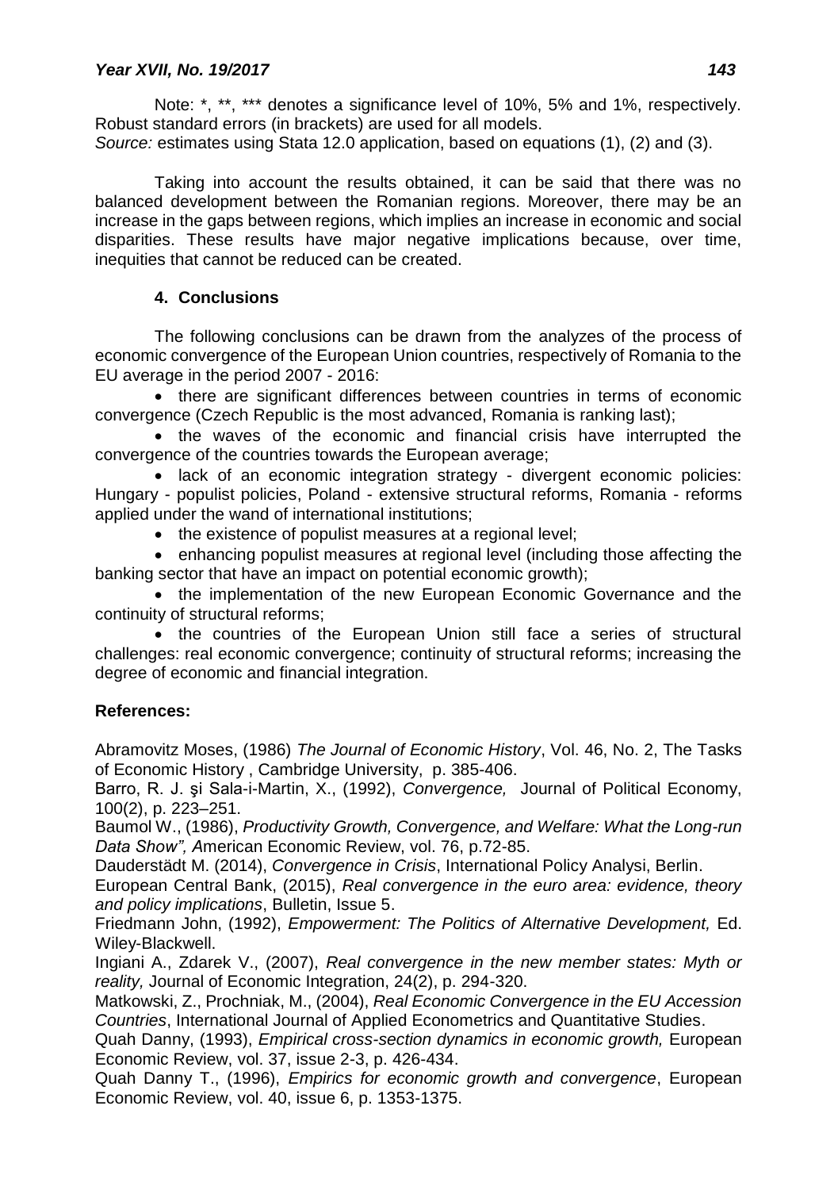Note: *, **, *** denotes a significance level of 10%, 5% and 1%, respectively. Robust standard errors (in brackets) are used for all models.
*Source:* estimates using Stata 12.0 application, based on equations (1), (2) and (3).

Taking into account the results obtained, it can be said that there was no balanced development between the Romanian regions. Moreover, there may be an increase in the gaps between regions, which implies an increase in economic and social disparities. These results have major negative implications because, over time, inequities that cannot be reduced can be created.

## 4. Conclusions

The following conclusions can be drawn from the analyzes of the process of economic convergence of the European Union countries, respectively of Romania to the EU average in the period 2007 - 2016:

- there are significant differences between countries in terms of economic convergence (Czech Republic is the most advanced, Romania is ranking last);
- the waves of the economic and financial crisis have interrupted the convergence of the countries towards the European average;
- lack of an economic integration strategy - divergent economic policies: Hungary - populist policies, Poland - extensive structural reforms, Romania - reforms applied under the wand of international institutions;
- the existence of populist measures at a regional level;
- enhancing populist measures at regional level (including those affecting the banking sector that have an impact on potential economic growth);
- the implementation of the new European Economic Governance and the continuity of structural reforms;
- the countries of the European Union still face a series of structural challenges: real economic convergence; continuity of structural reforms; increasing the degree of economic and financial integration.

## References:

Abramovitz Moses, (1986) *The Journal of Economic History*, Vol. 46, No. 2, The Tasks of Economic History , Cambridge University, p. 385-406.

Barro, R. J. şi Sala-i-Martin, X., (1992), *Convergence,* Journal of Political Economy, 100(2), p. 223–251.

Baumol W., (1986), *Productivity Growth, Convergence, and Welfare: What the Long-run Data Show", A*merican Economic Review, vol. 76, p.72-85.

Dauderstädt M. (2014), *Convergence in Crisis*, International Policy Analysi, Berlin.

European Central Bank, (2015), *Real convergence in the euro area: evidence, theory and policy implications*, Bulletin, Issue 5.

Friedmann John, (1992), *Empowerment: The Politics of Alternative Development,* Ed. Wiley-Blackwell.

Ingiani A., Zdarek V., (2007), *Real convergence in the new member states: Myth or reality,* Journal of Economic Integration, 24(2), p. 294-320.

Matkowski, Z., Prochniak, M., (2004), *Real Economic Convergence in the EU Accession Countries*, International Journal of Applied Econometrics and Quantitative Studies.

Quah Danny, (1993), *Empirical cross-section dynamics in economic growth,* European Economic Review, vol. 37, issue 2-3, p. 426-434.

Quah Danny T., (1996), *Empirics for economic growth and convergence*, European Economic Review, vol. 40, issue 6, p. 1353-1375.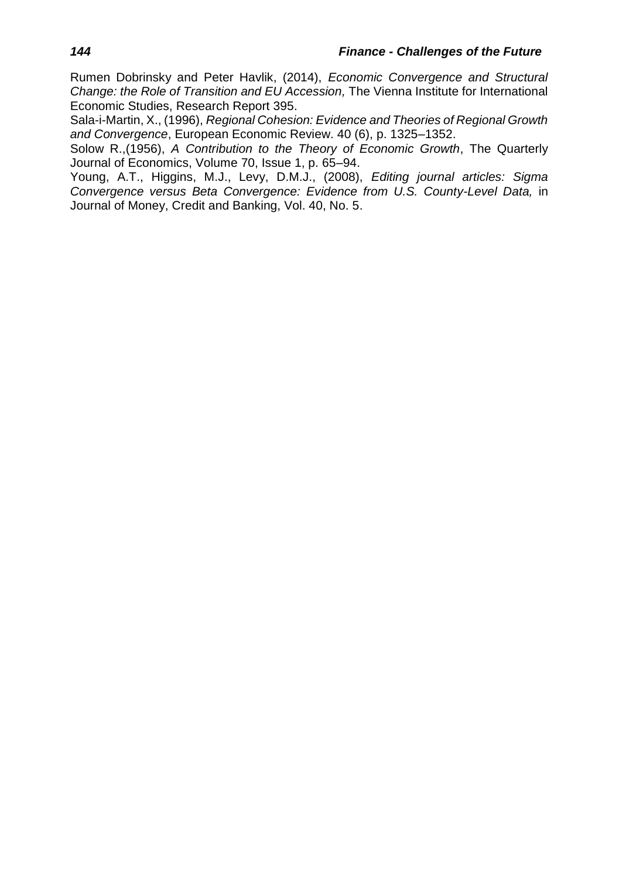Rumen Dobrinsky and Peter Havlik, (2014), *Economic Convergence and Structural Change: the Role of Transition and EU Accession,* The Vienna Institute for International Economic Studies, Research Report 395.

Sala-i-Martin, X., (1996), *Regional Cohesion: Evidence and Theories of Regional Growth and Convergence*, European Economic Review. 40 (6), p. 1325–1352.

Solow R.,(1956), *A Contribution to the Theory of Economic Growth*, The Quarterly Journal of Economics, Volume 70, Issue 1, p. 65–94.

Young, A.T., Higgins, M.J., Levy, D.M.J., (2008), *Editing journal articles: Sigma Convergence versus Beta Convergence: Evidence from U.S. County-Level Data,* in Journal of Money, Credit and Banking, Vol. 40, No. 5.